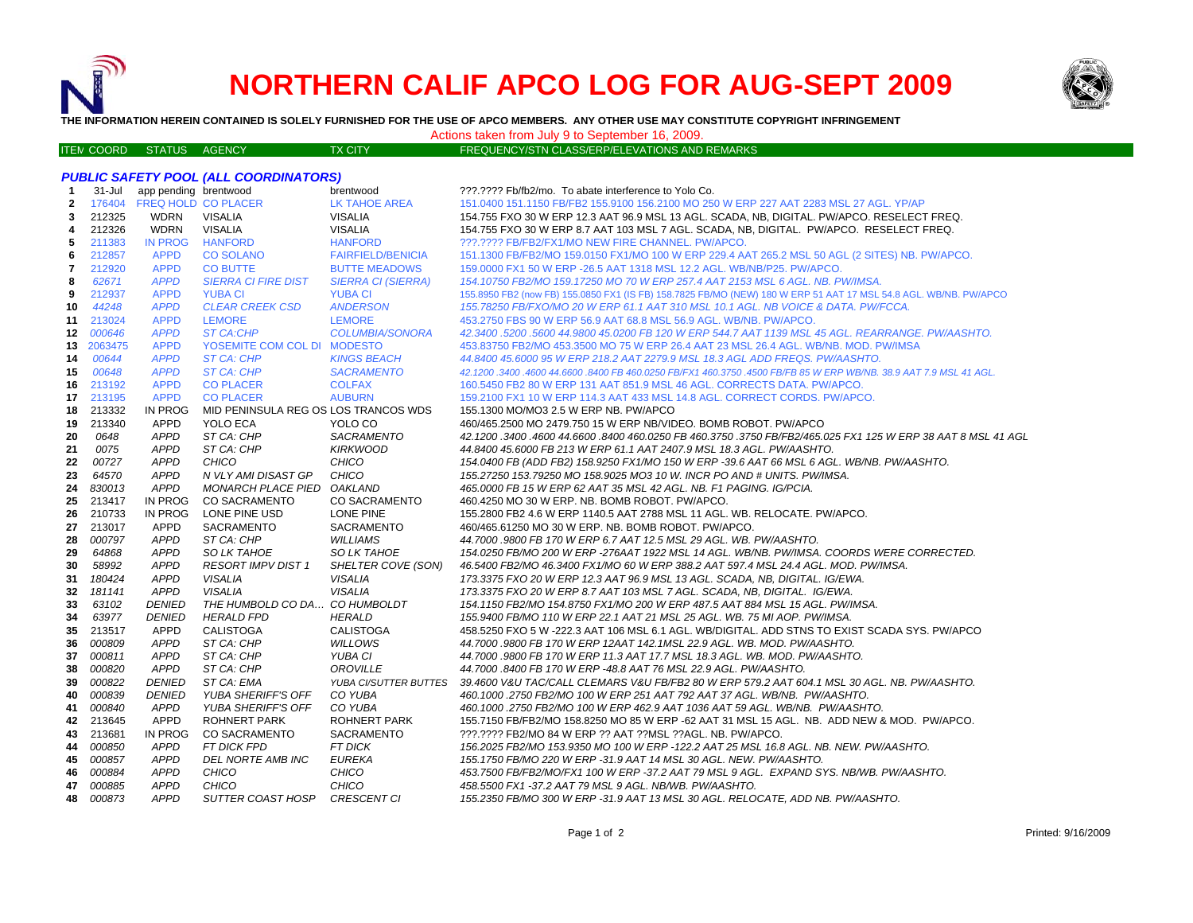# NORTHERN CALIF APCO LOG FOR AUG-SEPT 2009

**THE INFORMATION HEREIN CONTAINED IS SOLELY FURNISHED FOR THE USE OF APCO MEMBERS. ANY OTHER USE MAY CONSTITUTE COPYRIGHT INFRINGEMENT**

Actions taken from July 9 to September 16, 2009.

### *PUBLIC SAFETY POOL (ALL COORDINATORS)*

| ITEM | COORD | STATUS | AGENCY | TX CITY | FREQUENCY/STN CLASS/ERP/ELEVATIONS AND REMARKS |
|---|---|---|---|---|---|
| 1 | 31-Jul | app pending | brentwood | brentwood | ???.???? Fb/fb2/mo. To abate interference to Yolo Co. |
| 2 | 176404 | FREQ HOLD | CO PLACER | LK TAHOE AREA | 151.0400 151.1150 FB/FB2 155.9100 156.2100 MO 250 W ERP 227 AAT 2283 MSL 27 AGL. YP/AP |
| 3 | 212325 | WDRN | VISALIA | VISALIA | 154.755 FXO 30 W ERP 12.3 AAT 96.9 MSL 13 AGL. SCADA, NB, DIGITAL. PW/APCO. RESELECT FREQ. |
| 4 | 212326 | WDRN | VISALIA | VISALIA | 154.755 FXO 30 W ERP 8.7 AAT 103 MSL 7 AGL. SCADA, NB, DIGITAL. PW/APCO. RESELECT FREQ. |
| 5 | 211383 | IN PROG | HANFORD | HANFORD | ???.???? FB/FB2/FX1/MO NEW FIRE CHANNEL. PW/APCO. |
| 6 | 212857 | APPD | CO SOLANO | FAIRFIELD/BENICIA | 151.1300 FB/FB2/MO 159.0150 FX1/MO 100 W ERP 229.4 AAT 265.2 MSL 50 AGL (2 SITES) NB. PW/APCO. |
| 7 | 212920 | APPD | CO BUTTE | BUTTE MEADOWS | 159.0000 FX1 50 W ERP -26.5 AAT 1318 MSL 12.2 AGL. WB/NB/P25. PW/APCO. |
| 8 | *62671* | *APPD* | *SIERRA CI FIRE DIST* | *SIERRA CI (SIERRA)* | *154.10750 FB2/MO 159.17250 MO 70 W ERP 257.4 AAT 2153 MSL 6 AGL. NB. PW/IMSA.* |
| 9 | 212937 | APPD | YUBA CI | YUBA CI | 155.8950 FB2 (now FB) 155.0850 FX1 (IS FB) 158.7825 FB/MO (NEW) 180 W ERP 51 AAT 17 MSL 54.8 AGL. WB/NB. PW/APCO |
| 10 | *44248* | *APPD* | *CLEAR CREEK CSD* | *ANDERSON* | *155.78250 FB/FXO/MO 20 W ERP 61.1 AAT 310 MSL 10.1 AGL. NB VOICE & DATA. PW/FCCA.* |
| 11 | 213024 | APPD | LEMORE | LEMORE | 453.2750 FBS 90 W ERP 56.9 AAT 68.8 MSL 56.9 AGL. WB/NB. PW/APCO. |
| 12 | *000646* | *APPD* | *ST CA:CHP* | *COLUMBIA/SONORA* | *42.3400 .5200 .5600 44.9800 45.0200 FB 120 W ERP 544.7 AAT 1139 MSL 45 AGL. REARRANGE. PW/AASHTO.* |
| 13 | 2063475 | APPD | YOSEMITE COM COL DI | MODESTO | 453.83750 FB2/MO 453.3500 MO 75 W ERP 26.4 AAT 23 MSL 26.4 AGL. WB/NB. MOD. PW/IMSA |
| 14 | *00644* | *APPD* | *ST CA: CHP* | *KINGS BEACH* | *44.8400 45.6000 95 W ERP 218.2 AAT 2279.9 MSL 18.3 AGL ADD FREQS. PW/AASHTO.* |
| 15 | *00648* | *APPD* | *ST CA: CHP* | *SACRAMENTO* | *42.1200 .3400 .4600 44.6600 .8400 FB 460.0250 FB/FX1 460.3750 .4500 FB/FB 85 W ERP WB/NB. 38.9 AAT 7.9 MSL 41 AGL.* |
| 16 | 213192 | APPD | CO PLACER | COLFAX | 160.5450 FB2 80 W ERP 131 AAT 851.9 MSL 46 AGL. CORRECTS DATA. PW/APCO. |
| 17 | 213195 | APPD | CO PLACER | AUBURN | 159.2100 FX1 10 W ERP 114.3 AAT 433 MSL 14.8 AGL. CORRECT CORDS. PW/APCO. |
| 18 | 213332 | IN PROG | MID PENINSULA REG OS | LOS TRANCOS WDS | 155.1300 MO/MO3 2.5 W ERP NB. PW/APCO |
| 19 | 213340 | APPD | YOLO ECA | YOLO CO | 460/465.2500 MO 2479.750 15 W ERP NB/VIDEO. BOMB ROBOT. PW/APCO |
| 20 | *0648* | *APPD* | *ST CA: CHP* | *SACRAMENTO* | *42.1200 .3400 .4600 44.6600 .8400 460.0250 FB 460.3750 .3750 FB/FB2/465.025 FX1 125 W ERP 38 AAT 8 MSL 41 AGL* |
| 21 | *0075* | *APPD* | *ST CA: CHP* | *KIRKWOOD* | *44.8400 45.6000 FB 213 W ERP 61.1 AAT 2407.9 MSL 18.3 AGL. PW/AASHTO.* |
| 22 | *00727* | *APPD* | *CHICO* | *CHICO* | *154.0400 FB (ADD FB2) 158.9250 FX1/MO 150 W ERP -39.6 AAT 66 MSL 6 AGL. WB/NB. PW/AASHTO.* |
| 23 | *64570* | *APPD* | *N VLY AMI DISAST GP* | *CHICO* | *155.27250 153.79250 MO 158.9025 MO3 10 W. INCR PO AND # UNITS. PW/IMSA.* |
| 24 | *830013* | *APPD* | *MONARCH PLACE PIED* | *OAKLAND* | *465.0000 FB 15 W ERP 62 AAT 35 MSL 42 AGL. NB. F1 PAGING. IG/PCIA.* |
| 25 | 213417 | IN PROG | CO SACRAMENTO | CO SACRAMENTO | 460.4250 MO 30 W ERP. NB. BOMB ROBOT. PW/APCO. |
| 26 | 210733 | IN PROG | LONE PINE USD | LONE PINE | 155.2800 FB2 4.6 W ERP 1140.5 AAT 2788 MSL 11 AGL. WB. RELOCATE. PW/APCO. |
| 27 | 213017 | APPD | SACRAMENTO | SACRAMENTO | 460/465.61250 MO 30 W ERP. NB. BOMB ROBOT. PW/APCO. |
| 28 | *000797* | *APPD* | *ST CA: CHP* | *WILLIAMS* | *44.7000 .9800 FB 170 W ERP 6.7 AAT 12.5 MSL 29 AGL. WB. PW/AASHTO.* |
| 29 | *64868* | *APPD* | *SO LK TAHOE* | *SO LK TAHOE* | *154.0250 FB/MO 200 W ERP -276AAT 1922 MSL 14 AGL. WB/NB. PW/IMSA. COORDS WERE CORRECTED.* |
| 30 | *58992* | *APPD* | *RESORT IMPV DIST 1* | *SHELTER COVE (SON)* | *46.5400 FB2/MO 46.3400 FX1/MO 60 W ERP 388.2 AAT 597.4 MSL 24.4 AGL. MOD. PW/IMSA.* |
| 31 | *180424* | *APPD* | *VISALIA* | *VISALIA* | *173.3375 FXO 20 W ERP 12.3 AAT 96.9 MSL 13 AGL. SCADA, NB, DIGITAL. IG/EWA.* |
| 32 | *181141* | *APPD* | *VISALIA* | *VISALIA* | *173.3375 FXO 20 W ERP 8.7 AAT 103 MSL 7 AGL. SCADA, NB, DIGITAL. IG/EWA.* |
| 33 | *63102* | *DENIED* | *THE HUMBOLD CO DA…* | *CO HUMBOLDT* | *154.1150 FB2/MO 154.8750 FX1/MO 200 W ERP 487.5 AAT 884 MSL 15 AGL. PW/IMSA.* |
| 34 | *63977* | *DENIED* | *HERALD FPD* | *HERALD* | *155.9400 FB/MO 110 W ERP 22.1 AAT 21 MSL 25 AGL. WB. 75 MI AOP. PW/IMSA.* |
| 35 | 213517 | APPD | CALISTOGA | CALISTOGA | 458.5250 FXO 5 W -222.3 AAT 106 MSL 6.1 AGL. WB/DIGITAL. ADD STNS TO EXIST SCADA SYS. PW/APCO |
| 36 | *000809* | *APPD* | *ST CA: CHP* | *WILLOWS* | *44.7000 .9800 FB 170 W ERP 12AAT 142.1MSL 22.9 AGL. WB. MOD. PW/AASHTO.* |
| 37 | *000811* | *APPD* | *ST CA: CHP* | *YUBA CI* | *44.7000 .9800 FB 170 W ERP 11.3 AAT 17.7 MSL 18.3 AGL. WB. MOD. PW/AASHTO.* |
| 38 | *000820* | *APPD* | *ST CA: CHP* | *OROVILLE* | *44.7000 .8400 FB 170 W ERP -48.8 AAT 76 MSL 22.9 AGL. PW/AASHTO.* |
| 39 | *000822* | *DENIED* | *ST CA: EMA* | *YUBA CI/SUTTER BUTTES* | *39.4600 V&U TAC/CALL CLEMARS V&U FB/FB2 80 W ERP 579.2 AAT 604.1 MSL 30 AGL. NB. PW/AASHTO.* |
| 40 | *000839* | *DENIED* | *YUBA SHERIFF'S OFF* | *CO YUBA* | *460.1000 .2750 FB2/MO 100 W ERP 251 AAT 792 AAT 37 AGL. WB/NB. PW/AASHTO.* |
| 41 | *000840* | *APPD* | *YUBA SHERIFF'S OFF* | *CO YUBA* | *460.1000 .2750 FB2/MO 100 W ERP 462.9 AAT 1036 AAT 59 AGL. WB/NB. PW/AASHTO.* |
| 42 | 213645 | APPD | ROHNERT PARK | ROHNERT PARK | 155.7150 FB/FB2/MO 158.8250 MO 85 W ERP -62 AAT 31 MSL 15 AGL. NB. ADD NEW & MOD. PW/APCO. |
| 43 | 213681 | IN PROG | CO SACRAMENTO | SACRAMENTO | ???.???? FB2/MO 84 W ERP ?? AAT ??MSL ??AGL. NB. PW/APCO. |
| 44 | *000850* | *APPD* | *FT DICK FPD* | *FT DICK* | *156.2025 FB2/MO 153.9350 MO 100 W ERP -122.2 AAT 25 MSL 16.8 AGL. NB. NEW. PW/AASHTO.* |
| 45 | *000857* | *APPD* | *DEL NORTE AMB INC* | *EUREKA* | *155.1750 FB/MO 220 W ERP -31.9 AAT 14 MSL 30 AGL. NEW. PW/AASHTO.* |
| 46 | *000884* | *APPD* | *CHICO* | *CHICO* | *453.7500 FB/FB2/MO/FX1 100 W ERP -37.2 AAT 79 MSL 9 AGL. EXPAND SYS. NB/WB. PW/AASHTO.* |
| 47 | *000885* | *APPD* | *CHICO* | *CHICO* | *458.5500 FX1 -37.2 AAT 79 MSL 9 AGL. NB/WB. PW/AASHTO.* |
| 48 | *000873* | *APPD* | *SUTTER COAST HOSP* | *CRESCENT CI* | *155.2350 FB/MO 300 W ERP -31.9 AAT 13 MSL 30 AGL. RELOCATE, ADD NB. PW/AASHTO.* |

Printed: 9/16/2009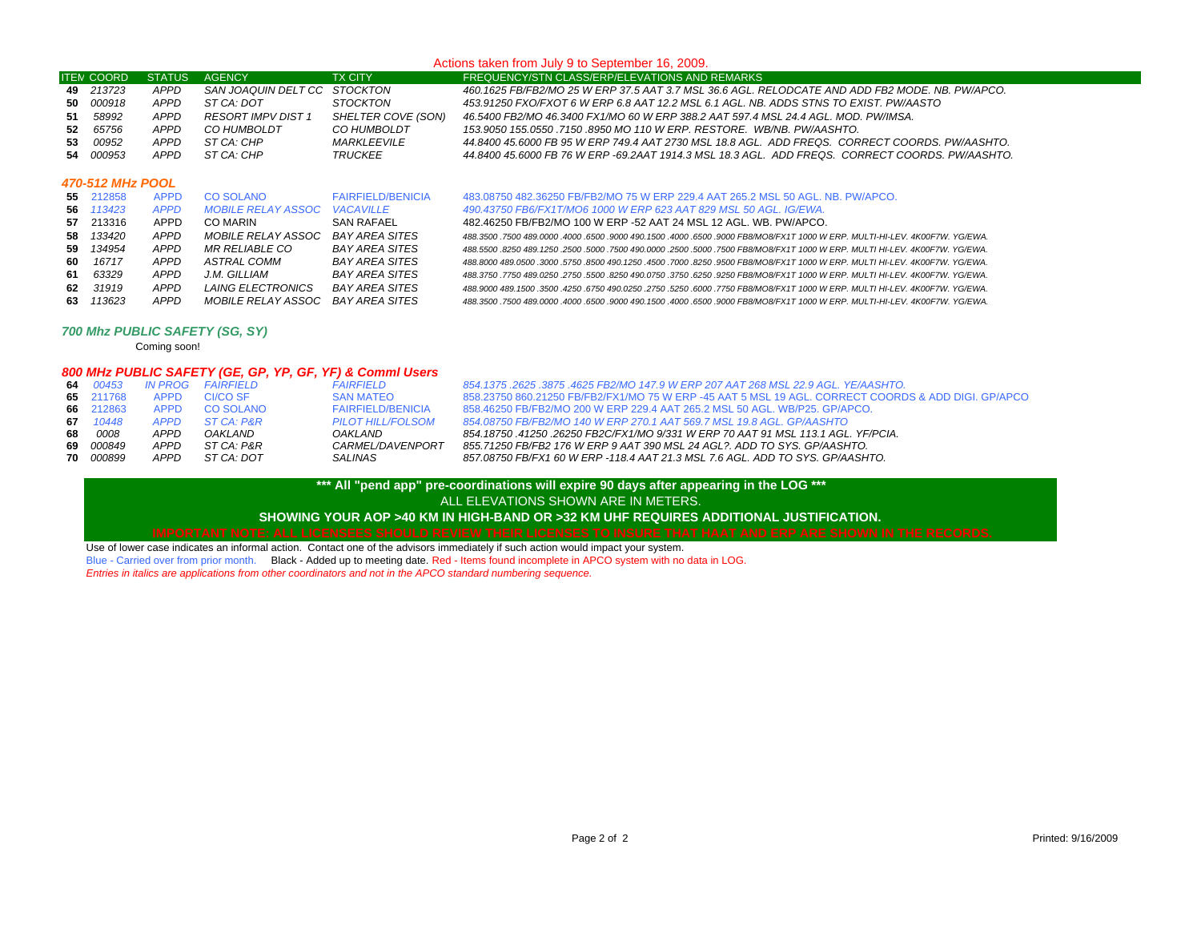Actions taken from July 9 to September 16, 2009.

| ITEM | COORD | STATUS | AGENCY | TX CITY | FREQUENCY/STN CLASS/ERP/ELEVATIONS AND REMARKS |
|---|---|---|---|---|---|
| 49 | 213723 | APPD | SAN JOAQUIN DELT CC | STOCKTON | 460.1625 FB/FB2/MO 25 W ERP 37.5 AAT 3.7 MSL 36.6 AGL. RELODCATE AND ADD FB2 MODE. NB. PW/APCO. |
| 50 | 000918 | APPD | ST CA: DOT | STOCKTON | 453.91250 FXO/FXOT 6 W ERP 6.8 AAT 12.2 MSL 6.1 AGL. NB. ADDS STNS TO EXIST. PW/AASTO |
| 51 | 58992 | APPD | RESORT IMPV DIST 1 | SHELTER COVE (SON) | 46.5400 FB2/MO 46.3400 FX1/MO 60 W ERP 388.2 AAT 597.4 MSL 24.4 AGL. MOD. PW/IMSA. |
| 52 | 65756 | APPD | CO HUMBOLDT | CO HUMBOLDT | 153.9050 155.0550 .7150 .8950 MO 110 W ERP. RESTORE. WB/NB. PW/AASHTO. |
| 53 | 00952 | APPD | ST CA: CHP | MARKLEEVILE | 44.8400 45.6000 FB 95 W ERP 749.4 AAT 2730 MSL 18.8 AGL. ADD FREQS. CORRECT COORDS. PW/AASHTO. |
| 54 | 000953 | APPD | ST CA: CHP | TRUCKEE | 44.8400 45.6000 FB 76 W ERP -69.2AAT 1914.3 MSL 18.3 AGL. ADD FREQS. CORRECT COORDS. PW/AASHTO. |

### 470-512 MHz POOL

| ITEM | COORD | STATUS | AGENCY | TX CITY | FREQUENCY/STN CLASS/ERP/ELEVATIONS AND REMARKS |
|---|---|---|---|---|---|
| 55 | 212858 | APPD | CO SOLANO | FAIRFIELD/BENICIA | 483.08750 482.36250 FB/FB2/MO 75 W ERP 229.4 AAT 265.2 MSL 50 AGL. NB. PW/APCO. |
| 56 | 113423 | APPD | MOBILE RELAY ASSOC | VACAVILLE | 490.43750 FB6/FX1T/MO6 1000 W ERP 623 AAT 829 MSL 50 AGL. IG/EWA. |
| 57 | 213316 | APPD | CO MARIN | SAN RAFAEL | 482.46250 FB/FB2/MO 100 W ERP -52 AAT 24 MSL 12 AGL. WB. PW/APCO. |
| 58 | 133420 | APPD | MOBILE RELAY ASSOC | BAY AREA SITES | 488.3500 .7500 489.0000 .4000 .6500 .9000 490.1500 .4000 .6500 .9000 FB8/MO8/FX1T 1000 W ERP. MULTI-HI-LEV. 4K00F7W. YG/EWA. |
| 59 | 134954 | APPD | MR RELIABLE CO | BAY AREA SITES | 488.5500 .8250 489.1250 .2500 .5000 .7500 490.0000 .2500 .5000 .7500 FB8/MO8/FX1T 1000 W ERP. MULTI HI-LEV. 4K00F7W. YG/EWA. |
| 60 | 16717 | APPD | ASTRAL COMM | BAY AREA SITES | 488.8000 489.0500 .3000 .5750 .8500 490.1250 .4500 .7000 .8250 .9500 FB8/MO8/FX1T 1000 W ERP. MULTI HI-LEV. 4K00F7W. YG/EWA. |
| 61 | 63329 | APPD | J.M. GILLIAM | BAY AREA SITES | 488.3750 .7750 489.0250 .2750 .5500 .8250 490.0750 .3750 .6250 .9250 FB8/MO8/FX1T 1000 W ERP. MULTI HI-LEV. 4K00F7W. YG/EWA. |
| 62 | 31919 | APPD | LAING ELECTRONICS | BAY AREA SITES | 488.9000 489.1500 .3500 .4250 .6750 490.0250 .2750 .5250 .6000 .7750 FB8/MO8/FX1T 1000 W ERP. MULTI HI-LEV. 4K00F7W. YG/EWA. |
| 63 | 113623 | APPD | MOBILE RELAY ASSOC | BAY AREA SITES | 488.3500 .7500 489.0000 .4000 .6500 .9000 490.1500 .4000 .6500 .9000 FB8/MO8/FX1T 1000 W ERP. MULTI-HI-LEV. 4K00F7W. YG/EWA. |

### 700 Mhz PUBLIC SAFETY (SG, SY)

Coming soon!

### 800 MHz PUBLIC SAFETY (GE, GP, YP, GF, YF) & Comml Users

| ITEM | COORD | STATUS | AGENCY | TX CITY | FREQUENCY/STN CLASS/ERP/ELEVATIONS AND REMARKS |
|---|---|---|---|---|---|
| 64 | 00453 | IN PROG | FAIRFIELD | FAIRFIELD | 854.1375 .2625 .3875 .4625 FB2/MO 147.9 W ERP 207 AAT 268 MSL 22.9 AGL. YE/AASHTO. |
| 65 | 211768 | APPD | CI/CO SF | SAN MATEO | 858.23750 860.21250 FB/FB2/FX1/MO 75 W ERP -45 AAT 5 MSL 19 AGL. CORRECT COORDS & ADD DIGI. GP/APCO |
| 66 | 212863 | APPD | CO SOLANO | FAIRFIELD/BENICIA | 858.46250 FB/FB2/MO 200 W ERP 229.4 AAT 265.2 MSL 50 AGL. WB/P25. GP/APCO. |
| 67 | 10448 | APPD | ST CA: P&R | PILOT HILL/FOLSOM | 854.08750 FB/FB2/MO 140 W ERP 270.1 AAT 569.7 MSL 19.8 AGL. GP/AASHTO |
| 68 | 0008 | APPD | OAKLAND | OAKLAND | 854.18750 .41250 .26250 FB2C/FX1/MO 9/331 W ERP 70 AAT 91 MSL 113.1 AGL. YF/PCIA. |
| 69 | 000849 | APPD | ST CA: P&R | CARMEL/DAVENPORT | 855.71250 FB/FB2 176 W ERP 9 AAT 390 MSL 24 AGL?. ADD TO SYS. GP/AASHTO. |
| 70 | 000899 | APPD | ST CA: DOT | SALINAS | 857.08750 FB/FX1 60 W ERP -118.4 AAT 21.3 MSL 7.6 AGL. ADD TO SYS. GP/AASHTO. |

**\*\*\* All "pend app" pre-coordinations will expire 90 days after appearing in the LOG \*\*\***

ALL ELEVATIONS SHOWN ARE IN METERS.

**SHOWING YOUR AOP >40 KM IN HIGH-BAND OR >32 KM UHF REQUIRES ADDITIONAL JUSTIFICATION.**

IMPORTANT NOTE: ALL LICENSEES SHOULD REVIEW THEIR LICENSES TO INSURE THAT HAAT AND ERP ARE SHOWN IN THE RECORDS.

Use of lower case indicates an informal action. Contact one of the advisors immediately if such action would impact your system.

Blue - Carried over from prior month. Black - Added up to meeting date. Red - Items found incomplete in APCO system with no data in LOG.

*Entries in italics are applications from other coordinators and not in the APCO standard numbering sequence.*

Printed: 9/16/2009